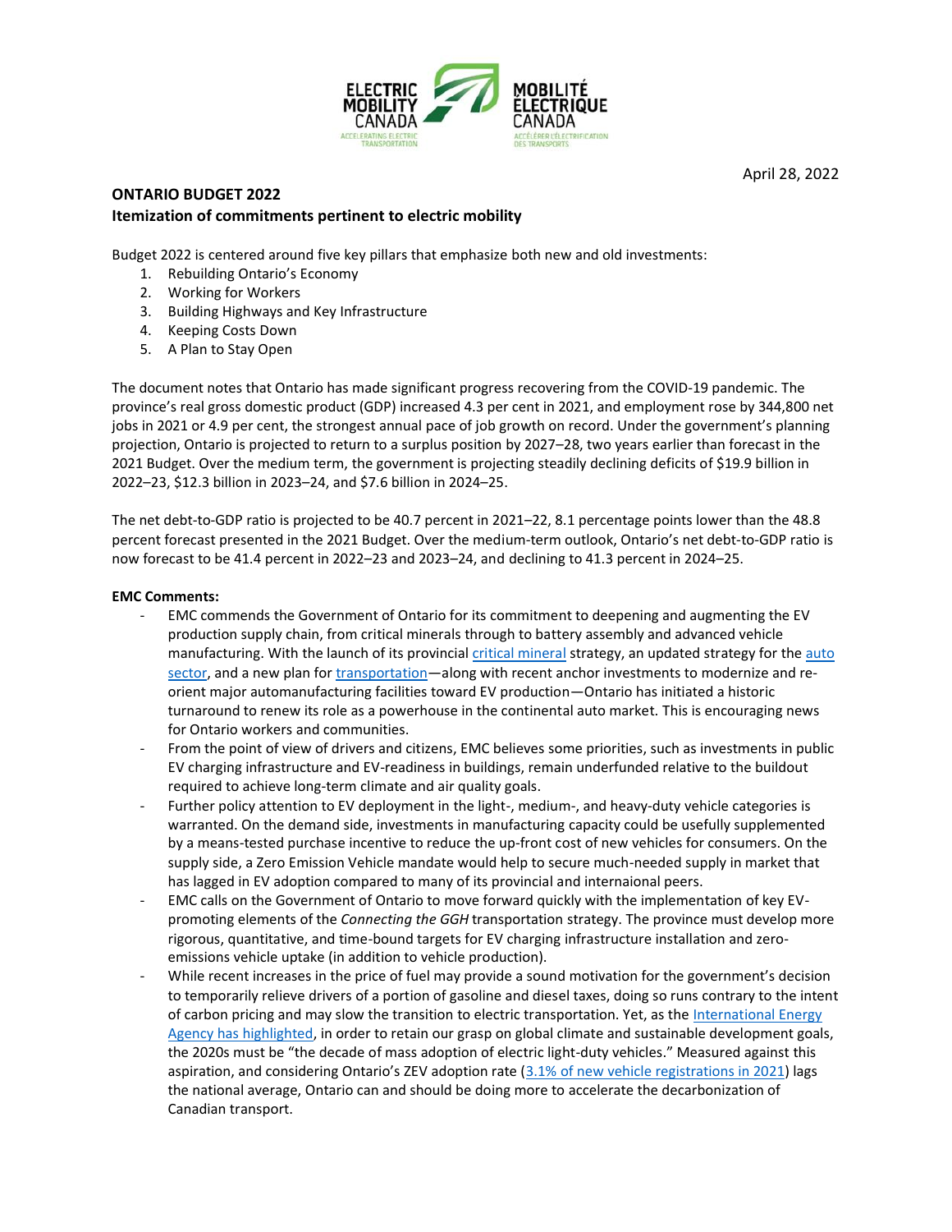April 28, 2022

**ONTARIO BUDGET 2022**
**Itemization of commitments pertinent to electric mobility**

Budget 2022 is centered around five key pillars that emphasize both new and old investments:

1. Rebuilding Ontario's Economy
2. Working for Workers
3. Building Highways and Key Infrastructure
4. Keeping Costs Down
5. A Plan to Stay Open

The document notes that Ontario has made significant progress recovering from the COVID-19 pandemic. The province's real gross domestic product (GDP) increased 4.3 per cent in 2021, and employment rose by 344,800 net jobs in 2021 or 4.9 per cent, the strongest annual pace of job growth on record. Under the government's planning projection, Ontario is projected to return to a surplus position by 2027–28, two years earlier than forecast in the 2021 Budget. Over the medium term, the government is projecting steadily declining deficits of $19.9 billion in 2022–23, $12.3 billion in 2023–24, and $7.6 billion in 2024–25.

The net debt-to-GDP ratio is projected to be 40.7 percent in 2021–22, 8.1 percentage points lower than the 48.8 percent forecast presented in the 2021 Budget. Over the medium-term outlook, Ontario's net debt-to-GDP ratio is now forecast to be 41.4 percent in 2022–23 and 2023–24, and declining to 41.3 percent in 2024–25.

**EMC Comments:**

- EMC commends the Government of Ontario for its commitment to deepening and augmenting the EV production supply chain, from critical minerals through to battery assembly and advanced vehicle manufacturing. With the launch of its provincial critical mineral strategy, an updated strategy for the auto sector, and a new plan for transportation—along with recent anchor investments to modernize and re-orient major automanufacturing facilities toward EV production—Ontario has initiated a historic turnaround to renew its role as a powerhouse in the continental auto market. This is encouraging news for Ontario workers and communities.
- From the point of view of drivers and citizens, EMC believes some priorities, such as investments in public EV charging infrastructure and EV-readiness in buildings, remain underfunded relative to the buildout required to achieve long-term climate and air quality goals.
- Further policy attention to EV deployment in the light-, medium-, and heavy-duty vehicle categories is warranted. On the demand side, investments in manufacturing capacity could be usefully supplemented by a means-tested purchase incentive to reduce the up-front cost of new vehicles for consumers. On the supply side, a Zero Emission Vehicle mandate would help to secure much-needed supply in market that has lagged in EV adoption compared to many of its provincial and internaional peers.
- EMC calls on the Government of Ontario to move forward quickly with the implementation of key EV-promoting elements of the *Connecting the GGH* transportation strategy. The province must develop more rigorous, quantitative, and time-bound targets for EV charging infrastructure installation and zero-emissions vehicle uptake (in addition to vehicle production).
- While recent increases in the price of fuel may provide a sound motivation for the government's decision to temporarily relieve drivers of a portion of gasoline and diesel taxes, doing so runs contrary to the intent of carbon pricing and may slow the transition to electric transportation. Yet, as the International Energy Agency has highlighted, in order to retain our grasp on global climate and sustainable development goals, the 2020s must be "the decade of mass adoption of electric light-duty vehicles." Measured against this aspiration, and considering Ontario's ZEV adoption rate (3.1% of new vehicle registrations in 2021) lags the national average, Ontario can and should be doing more to accelerate the decarbonization of Canadian transport.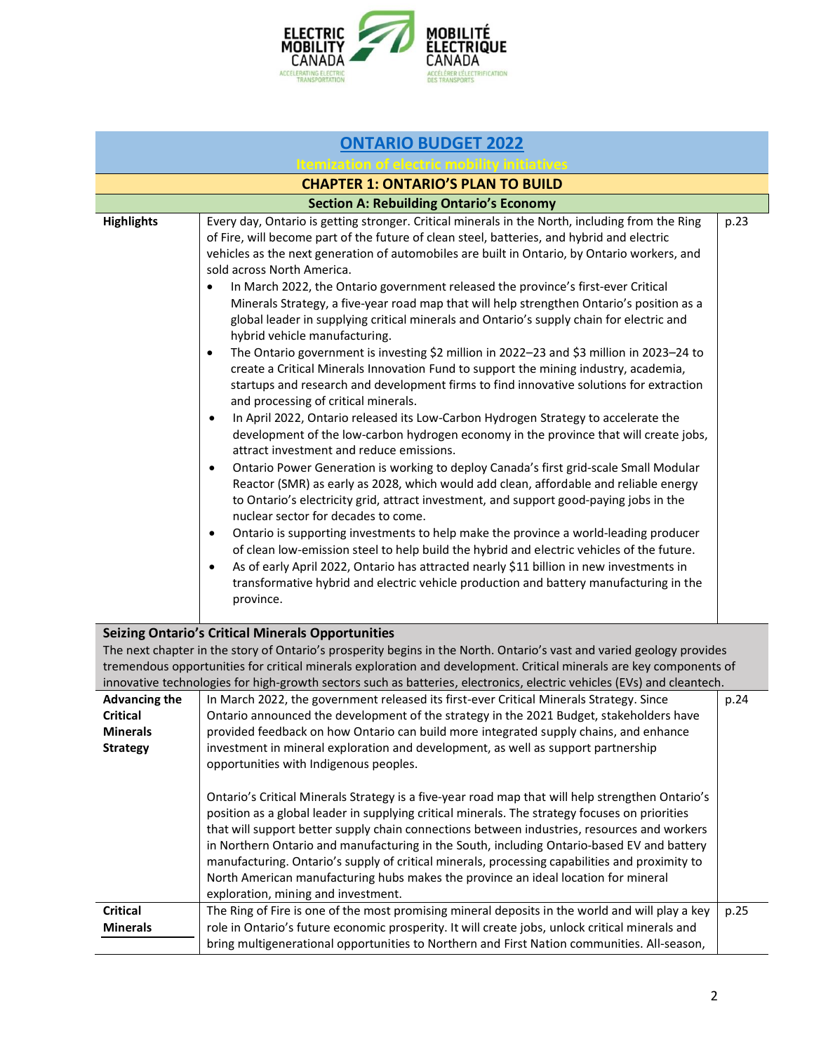| ONTARIO BUDGET 2022 | | |
|---|---|---|
| Itemization of electric mobility initiatives | | |
| **CHAPTER 1: ONTARIO'S PLAN TO BUILD** | | |
| **Section A: Rebuilding Ontario's Economy** | | |
| **Highlights** | Every day, Ontario is getting stronger. Critical minerals in the North, including from the Ring of Fire, will become part of the future of clean steel, batteries, and hybrid and electric vehicles as the next generation of automobiles are built in Ontario, by Ontario workers, and sold across North America.<br>• In March 2022, the Ontario government released the province's first-ever Critical Minerals Strategy, a five-year road map that will help strengthen Ontario's position as a global leader in supplying critical minerals and Ontario's supply chain for electric and hybrid vehicle manufacturing.<br>• The Ontario government is investing $2 million in 2022–23 and $3 million in 2023–24 to create a Critical Minerals Innovation Fund to support the mining industry, academia, startups and research and development firms to find innovative solutions for extraction and processing of critical minerals.<br>• In April 2022, Ontario released its Low-Carbon Hydrogen Strategy to accelerate the development of the low-carbon hydrogen economy in the province that will create jobs, attract investment and reduce emissions.<br>• Ontario Power Generation is working to deploy Canada's first grid-scale Small Modular Reactor (SMR) as early as 2028, which would add clean, affordable and reliable energy to Ontario's electricity grid, attract investment, and support good-paying jobs in the nuclear sector for decades to come.<br>• Ontario is supporting investments to help make the province a world-leading producer of clean low-emission steel to help build the hybrid and electric vehicles of the future.<br>• As of early April 2022, Ontario has attracted nearly $11 billion in new investments in transformative hybrid and electric vehicle production and battery manufacturing in the province. | p.23 |
| **Seizing Ontario's Critical Minerals Opportunities**<br>The next chapter in the story of Ontario's prosperity begins in the North. Ontario's vast and varied geology provides tremendous opportunities for critical minerals exploration and development. Critical minerals are key components of innovative technologies for high-growth sectors such as batteries, electronics, electric vehicles (EVs) and cleantech. | | |
| **Advancing the Critical Minerals Strategy** | In March 2022, the government released its first-ever Critical Minerals Strategy. Since Ontario announced the development of the strategy in the 2021 Budget, stakeholders have provided feedback on how Ontario can build more integrated supply chains, and enhance investment in mineral exploration and development, as well as support partnership opportunities with Indigenous peoples.<br><br>Ontario's Critical Minerals Strategy is a five-year road map that will help strengthen Ontario's position as a global leader in supplying critical minerals. The strategy focuses on priorities that will support better supply chain connections between industries, resources and workers in Northern Ontario and manufacturing in the South, including Ontario-based EV and battery manufacturing. Ontario's supply of critical minerals, processing capabilities and proximity to North American manufacturing hubs makes the province an ideal location for mineral exploration, mining and investment. | p.24 |
| **Critical Minerals** | The Ring of Fire is one of the most promising mineral deposits in the world and will play a key role in Ontario's future economic prosperity. It will create jobs, unlock critical minerals and bring multigenerational opportunities to Northern and First Nation communities. All-season, | p.25 |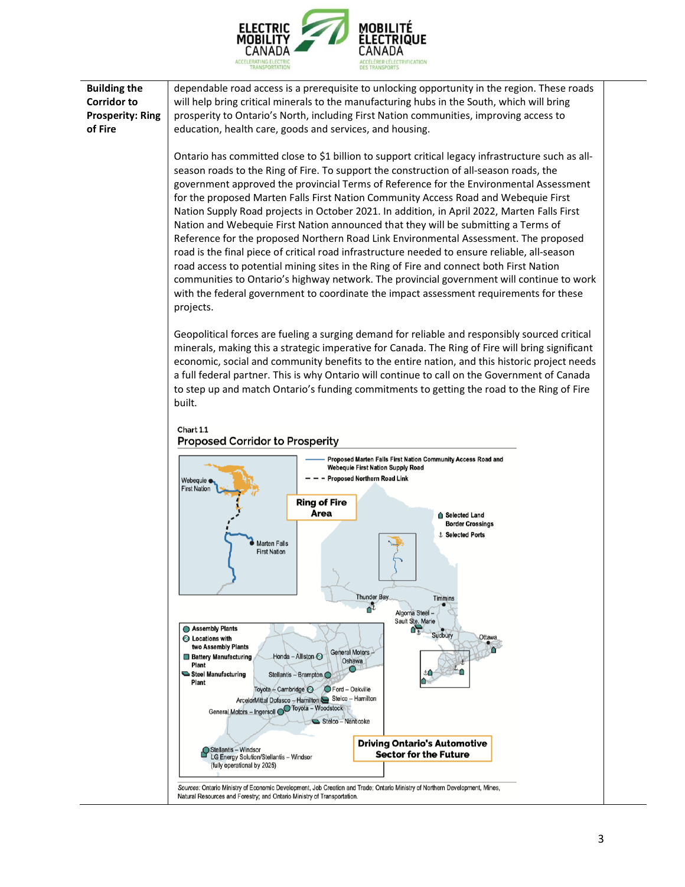| **Building the Corridor to Prosperity: Ring of Fire** | dependable road access is a prerequisite to unlocking opportunity in the region. These roads will help bring critical minerals to the manufacturing hubs in the South, which will bring prosperity to Ontario's North, including First Nation communities, improving access to education, health care, goods and services, and housing.<br><br>Ontario has committed close to $1 billion to support critical legacy infrastructure such as all-season roads to the Ring of Fire. To support the construction of all-season roads, the government approved the provincial Terms of Reference for the Environmental Assessment for the proposed Marten Falls First Nation Community Access Road and Webequie First Nation Supply Road projects in October 2021. In addition, in April 2022, Marten Falls First Nation and Webequie First Nation announced that they will be submitting a Terms of Reference for the proposed Northern Road Link Environmental Assessment. The proposed road is the final piece of critical road infrastructure needed to ensure reliable, all-season road access to potential mining sites in the Ring of Fire and connect both First Nation communities to Ontario's highway network. The provincial government will continue to work with the federal government to coordinate the impact assessment requirements for these projects.<br><br>Geopolitical forces are fueling a surging demand for reliable and responsibly sourced critical minerals, making this a strategic imperative for Canada. The Ring of Fire will bring significant economic, social and community benefits to the entire nation, and this historic project needs a full federal partner. This is why Ontario will continue to call on the Government of Canada to step up and match Ontario's funding commitments to getting the road to the Ring of Fire built.<br><br>Chart 1.1<br>**Proposed Corridor to Prosperity**<br><br>Sources: Ontario Ministry of Economic Development, Job Creation and Trade; Ontario Ministry of Northern Development, Mines, Natural Resources and Forestry; and Ontario Ministry of Transportation. |
|---|---|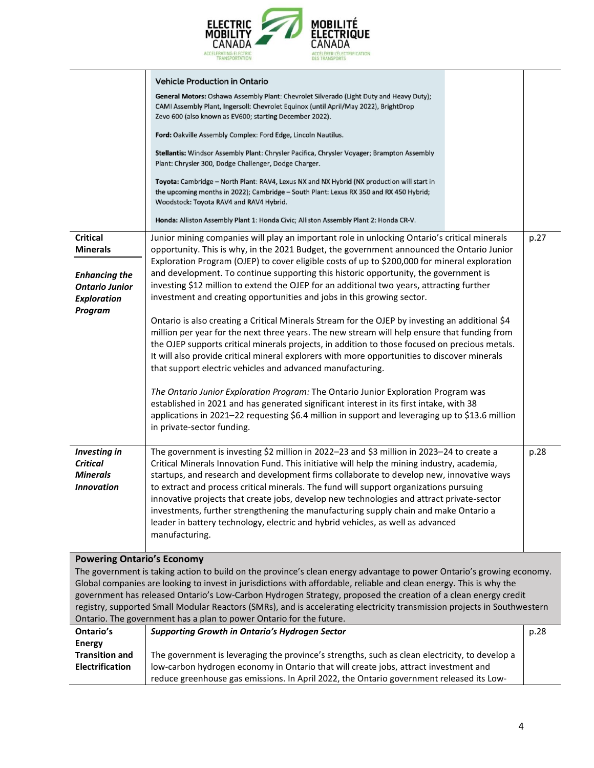| | | |
|---|---|---|
| | **Vehicle Production in Ontario**<br><br>**General Motors:** Oshawa Assembly Plant: Chevrolet Silverado (Light Duty and Heavy Duty); CAMI Assembly Plant, Ingersoll: Chevrolet Equinox (until April/May 2022), BrightDrop Zevo 600 (also known as EV600; starting December 2022).<br><br>**Ford:** Oakville Assembly Complex: Ford Edge, Lincoln Nautilus.<br><br>**Stellantis:** Windsor Assembly Plant: Chrysler Pacifica, Chrysler Voyager; Brampton Assembly Plant: Chrysler 300, Dodge Challenger, Dodge Charger.<br><br>**Toyota:** Cambridge – North Plant: RAV4, Lexus NX and NX Hybrid (NX production will start in the upcoming months in 2022); Cambridge – South Plant: Lexus RX 350 and RX 450 Hybrid; Woodstock: Toyota RAV4 and RAV4 Hybrid.<br><br>**Honda:** Alliston Assembly Plant 1: Honda Civic; Alliston Assembly Plant 2: Honda CR-V. | |
| **Critical Minerals**<br><br>***Enhancing the Ontario Junior Exploration Program*** | Junior mining companies will play an important role in unlocking Ontario's critical minerals opportunity. This is why, in the 2021 Budget, the government announced the Ontario Junior Exploration Program (OJEP) to cover eligible costs of up to $200,000 for mineral exploration and development. To continue supporting this historic opportunity, the government is investing $12 million to extend the OJEP for an additional two years, attracting further investment and creating opportunities and jobs in this growing sector.<br><br>Ontario is also creating a Critical Minerals Stream for the OJEP by investing an additional $4 million per year for the next three years. The new stream will help ensure that funding from the OJEP supports critical minerals projects, in addition to those focused on precious metals. It will also provide critical mineral explorers with more opportunities to discover minerals that support electric vehicles and advanced manufacturing.<br><br>*The Ontario Junior Exploration Program:* The Ontario Junior Exploration Program was established in 2021 and has generated significant interest in its first intake, with 38 applications in 2021–22 requesting $6.4 million in support and leveraging up to $13.6 million in private-sector funding. | p.27 |
| ***Investing in Critical Minerals Innovation*** | The government is investing $2 million in 2022–23 and $3 million in 2023–24 to create a Critical Minerals Innovation Fund. This initiative will help the mining industry, academia, startups, and research and development firms collaborate to develop new, innovative ways to extract and process critical minerals. The fund will support organizations pursuing innovative projects that create jobs, develop new technologies and attract private-sector investments, further strengthening the manufacturing supply chain and make Ontario a leader in battery technology, electric and hybrid vehicles, as well as advanced manufacturing. | p.28 |
| **Powering Ontario's Economy**<br>The government is taking action to build on the province's clean energy advantage to power Ontario's growing economy. Global companies are looking to invest in jurisdictions with affordable, reliable and clean energy. This is why the government has released Ontario's Low-Carbon Hydrogen Strategy, proposed the creation of a clean energy credit registry, supported Small Modular Reactors (SMRs), and is accelerating electricity transmission projects in Southwestern Ontario. The government has a plan to power Ontario for the future. | | |
| **Ontario's Energy Transition and Electrification** | ***Supporting Growth in Ontario's Hydrogen Sector***<br><br>The government is leveraging the province's strengths, such as clean electricity, to develop a low-carbon hydrogen economy in Ontario that will create jobs, attract investment and reduce greenhouse gas emissions. In April 2022, the Ontario government released its Low- | p.28 |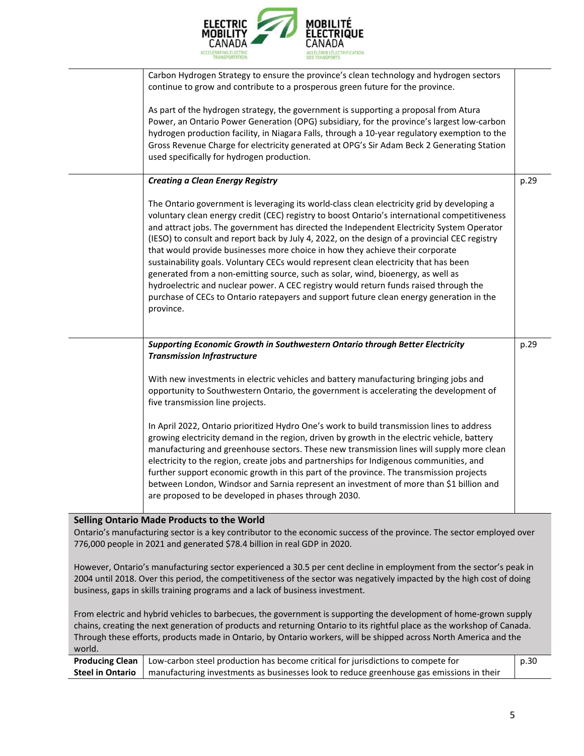| | | |
|---|---|---|
| | Carbon Hydrogen Strategy to ensure the province's clean technology and hydrogen sectors continue to grow and contribute to a prosperous green future for the province.<br><br>As part of the hydrogen strategy, the government is supporting a proposal from Atura Power, an Ontario Power Generation (OPG) subsidiary, for the province's largest low-carbon hydrogen production facility, in Niagara Falls, through a 10-year regulatory exemption to the Gross Revenue Charge for electricity generated at OPG's Sir Adam Beck 2 Generating Station used specifically for hydrogen production. | |
| | ***Creating a Clean Energy Registry***<br><br>The Ontario government is leveraging its world-class clean electricity grid by developing a voluntary clean energy credit (CEC) registry to boost Ontario's international competitiveness and attract jobs. The government has directed the Independent Electricity System Operator (IESO) to consult and report back by July 4, 2022, on the design of a provincial CEC registry that would provide businesses more choice in how they achieve their corporate sustainability goals. Voluntary CECs would represent clean electricity that has been generated from a non-emitting source, such as solar, wind, bioenergy, as well as hydroelectric and nuclear power. A CEC registry would return funds raised through the purchase of CECs to Ontario ratepayers and support future clean energy generation in the province. | p.29 |
| | ***Supporting Economic Growth in Southwestern Ontario through Better Electricity Transmission Infrastructure***<br><br>With new investments in electric vehicles and battery manufacturing bringing jobs and opportunity to Southwestern Ontario, the government is accelerating the development of five transmission line projects.<br><br>In April 2022, Ontario prioritized Hydro One's work to build transmission lines to address growing electricity demand in the region, driven by growth in the electric vehicle, battery manufacturing and greenhouse sectors. These new transmission lines will supply more clean electricity to the region, create jobs and partnerships for Indigenous communities, and further support economic growth in this part of the province. The transmission projects between London, Windsor and Sarnia represent an investment of more than $1 billion and are proposed to be developed in phases through 2030. | p.29 |

**Selling Ontario Made Products to the World**

Ontario's manufacturing sector is a key contributor to the economic success of the province. The sector employed over 776,000 people in 2021 and generated $78.4 billion in real GDP in 2020.

However, Ontario's manufacturing sector experienced a 30.5 per cent decline in employment from the sector's peak in 2004 until 2018. Over this period, the competitiveness of the sector was negatively impacted by the high cost of doing business, gaps in skills training programs and a lack of business investment.

From electric and hybrid vehicles to barbecues, the government is supporting the development of home-grown supply chains, creating the next generation of products and returning Ontario to its rightful place as the workshop of Canada. Through these efforts, products made in Ontario, by Ontario workers, will be shipped across North America and the world.

| | | |
|---|---|---|
| **Producing Clean Steel in Ontario** | Low-carbon steel production has become critical for jurisdictions to compete for manufacturing investments as businesses look to reduce greenhouse gas emissions in their | p.30 |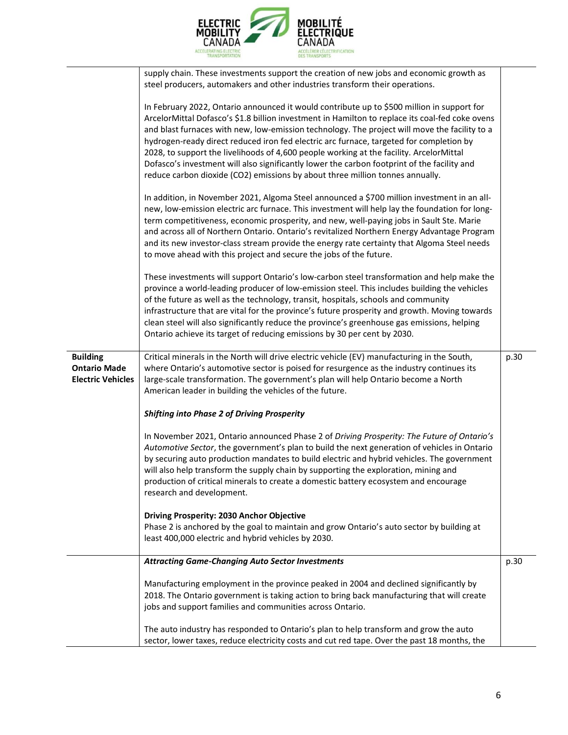| | | |
|---|---|---|
| | supply chain. These investments support the creation of new jobs and economic growth as steel producers, automakers and other industries transform their operations.<br><br>In February 2022, Ontario announced it would contribute up to $500 million in support for ArcelorMittal Dofasco's $1.8 billion investment in Hamilton to replace its coal-fed coke ovens and blast furnaces with new, low-emission technology. The project will move the facility to a hydrogen-ready direct reduced iron fed electric arc furnace, targeted for completion by 2028, to support the livelihoods of 4,600 people working at the facility. ArcelorMittal Dofasco's investment will also significantly lower the carbon footprint of the facility and reduce carbon dioxide (CO2) emissions by about three million tonnes annually.<br><br>In addition, in November 2021, Algoma Steel announced a $700 million investment in an all-new, low-emission electric arc furnace. This investment will help lay the foundation for long-term competitiveness, economic prosperity, and new, well-paying jobs in Sault Ste. Marie and across all of Northern Ontario. Ontario's revitalized Northern Energy Advantage Program and its new investor-class stream provide the energy rate certainty that Algoma Steel needs to move ahead with this project and secure the jobs of the future.<br><br>These investments will support Ontario's low-carbon steel transformation and help make the province a world-leading producer of low-emission steel. This includes building the vehicles of the future as well as the technology, transit, hospitals, schools and community infrastructure that are vital for the province's future prosperity and growth. Moving towards clean steel will also significantly reduce the province's greenhouse gas emissions, helping Ontario achieve its target of reducing emissions by 30 per cent by 2030. | |
| **Building Ontario Made Electric Vehicles** | Critical minerals in the North will drive electric vehicle (EV) manufacturing in the South, where Ontario's automotive sector is poised for resurgence as the industry continues its large-scale transformation. The government's plan will help Ontario become a North American leader in building the vehicles of the future.<br><br>***Shifting into Phase 2 of Driving Prosperity***<br><br>In November 2021, Ontario announced Phase 2 of *Driving Prosperity: The Future of Ontario's Automotive Sector*, the government's plan to build the next generation of vehicles in Ontario by securing auto production mandates to build electric and hybrid vehicles. The government will also help transform the supply chain by supporting the exploration, mining and production of critical minerals to create a domestic battery ecosystem and encourage research and development.<br><br>**Driving Prosperity: 2030 Anchor Objective**<br>Phase 2 is anchored by the goal to maintain and grow Ontario's auto sector by building at least 400,000 electric and hybrid vehicles by 2030. | p.30 |
| | ***Attracting Game-Changing Auto Sector Investments***<br><br>Manufacturing employment in the province peaked in 2004 and declined significantly by 2018. The Ontario government is taking action to bring back manufacturing that will create jobs and support families and communities across Ontario.<br><br>The auto industry has responded to Ontario's plan to help transform and grow the auto sector, lower taxes, reduce electricity costs and cut red tape. Over the past 18 months, the | p.30 |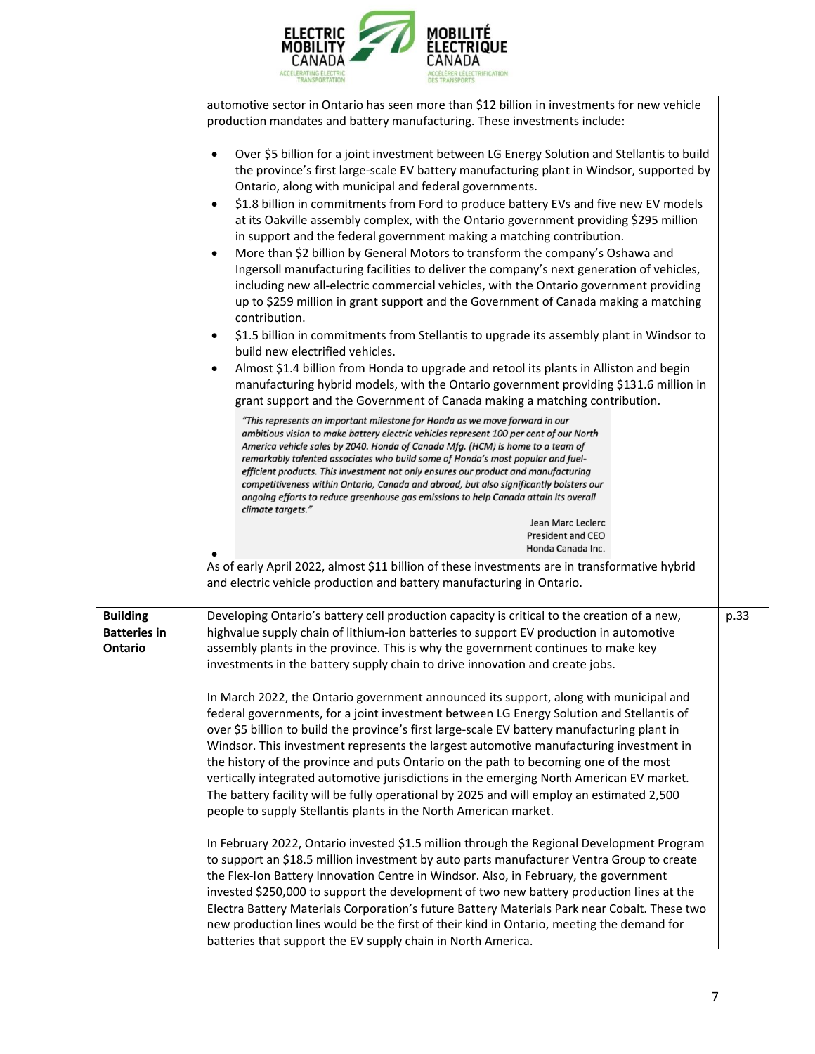| | | |
|---|---|---|
| | automotive sector in Ontario has seen more than $12 billion in investments for new vehicle production mandates and battery manufacturing. These investments include:<br><br>• Over $5 billion for a joint investment between LG Energy Solution and Stellantis to build the province's first large-scale EV battery manufacturing plant in Windsor, supported by Ontario, along with municipal and federal governments.<br>• $1.8 billion in commitments from Ford to produce battery EVs and five new EV models at its Oakville assembly complex, with the Ontario government providing $295 million in support and the federal government making a matching contribution.<br>• More than $2 billion by General Motors to transform the company's Oshawa and Ingersoll manufacturing facilities to deliver the company's next generation of vehicles, including new all-electric commercial vehicles, with the Ontario government providing up to $259 million in grant support and the Government of Canada making a matching contribution.<br>• $1.5 billion in commitments from Stellantis to upgrade its assembly plant in Windsor to build new electrified vehicles.<br>• Almost $1.4 billion from Honda to upgrade and retool its plants in Alliston and begin manufacturing hybrid models, with the Ontario government providing $131.6 million in grant support and the Government of Canada making a matching contribution.<br><br>*"This represents an important milestone for Honda as we move forward in our ambitious vision to make battery electric vehicles represent 100 per cent of our North America vehicle sales by 2040. Honda of Canada Mfg. (HCM) is home to a team of remarkably talented associates who build some of Honda's most popular and fuel-efficient products. This investment not only ensures our product and manufacturing competitiveness within Ontario, Canada and abroad, but also significantly bolsters our ongoing efforts to reduce greenhouse gas emissions to help Canada attain its overall climate targets."*<br>Jean Marc Leclerc<br>President and CEO<br>Honda Canada Inc.<br><br>As of early April 2022, almost $11 billion of these investments are in transformative hybrid and electric vehicle production and battery manufacturing in Ontario. | |
| **Building Batteries in Ontario** | Developing Ontario's battery cell production capacity is critical to the creation of a new, highvalue supply chain of lithium-ion batteries to support EV production in automotive assembly plants in the province. This is why the government continues to make key investments in the battery supply chain to drive innovation and create jobs.<br><br>In March 2022, the Ontario government announced its support, along with municipal and federal governments, for a joint investment between LG Energy Solution and Stellantis of over $5 billion to build the province's first large-scale EV battery manufacturing plant in Windsor. This investment represents the largest automotive manufacturing investment in the history of the province and puts Ontario on the path to becoming one of the most vertically integrated automotive jurisdictions in the emerging North American EV market. The battery facility will be fully operational by 2025 and will employ an estimated 2,500 people to supply Stellantis plants in the North American market.<br><br>In February 2022, Ontario invested $1.5 million through the Regional Development Program to support an $18.5 million investment by auto parts manufacturer Ventra Group to create the Flex-Ion Battery Innovation Centre in Windsor. Also, in February, the government invested $250,000 to support the development of two new battery production lines at the Electra Battery Materials Corporation's future Battery Materials Park near Cobalt. These two new production lines would be the first of their kind in Ontario, meeting the demand for batteries that support the EV supply chain in North America. | p.33 |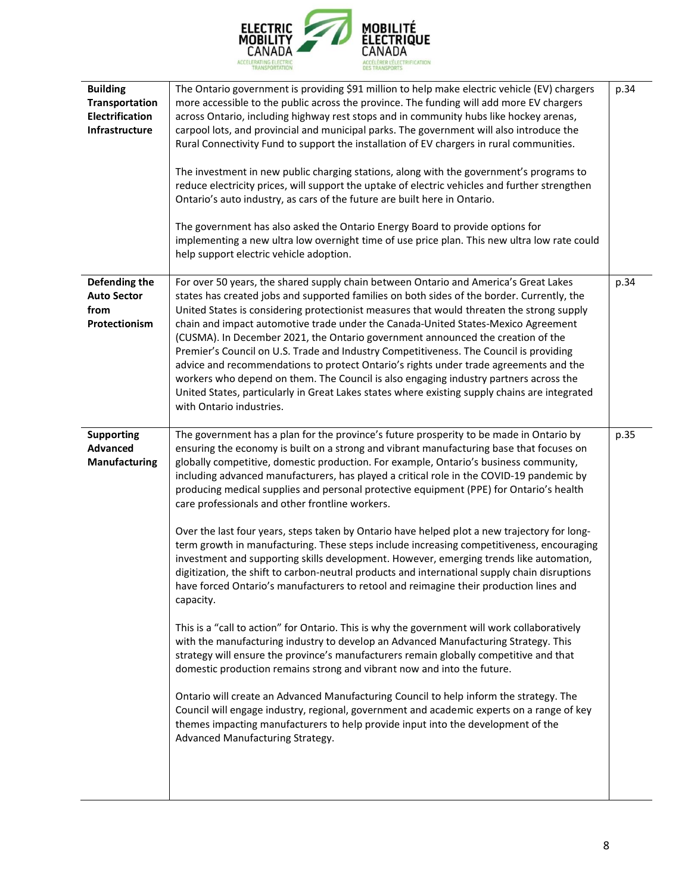| **Building Transportation Electrification Infrastructure** | The Ontario government is providing $91 million to help make electric vehicle (EV) chargers more accessible to the public across the province. The funding will add more EV chargers across Ontario, including highway rest stops and in community hubs like hockey arenas, carpool lots, and provincial and municipal parks. The government will also introduce the Rural Connectivity Fund to support the installation of EV chargers in rural communities.<br><br>The investment in new public charging stations, along with the government's programs to reduce electricity prices, will support the uptake of electric vehicles and further strengthen Ontario's auto industry, as cars of the future are built here in Ontario.<br><br>The government has also asked the Ontario Energy Board to provide options for implementing a new ultra low overnight time of use price plan. This new ultra low rate could help support electric vehicle adoption. | p.34 |
|---|---|---|
| **Defending the Auto Sector from Protectionism** | For over 50 years, the shared supply chain between Ontario and America's Great Lakes states has created jobs and supported families on both sides of the border. Currently, the United States is considering protectionist measures that would threaten the strong supply chain and impact automotive trade under the Canada-United States-Mexico Agreement (CUSMA). In December 2021, the Ontario government announced the creation of the Premier's Council on U.S. Trade and Industry Competitiveness. The Council is providing advice and recommendations to protect Ontario's rights under trade agreements and the workers who depend on them. The Council is also engaging industry partners across the United States, particularly in Great Lakes states where existing supply chains are integrated with Ontario industries. | p.34 |
| **Supporting Advanced Manufacturing** | The government has a plan for the province's future prosperity to be made in Ontario by ensuring the economy is built on a strong and vibrant manufacturing base that focuses on globally competitive, domestic production. For example, Ontario's business community, including advanced manufacturers, has played a critical role in the COVID-19 pandemic by producing medical supplies and personal protective equipment (PPE) for Ontario's health care professionals and other frontline workers.<br><br>Over the last four years, steps taken by Ontario have helped plot a new trajectory for long-term growth in manufacturing. These steps include increasing competitiveness, encouraging investment and supporting skills development. However, emerging trends like automation, digitization, the shift to carbon-neutral products and international supply chain disruptions have forced Ontario's manufacturers to retool and reimagine their production lines and capacity.<br><br>This is a "call to action" for Ontario. This is why the government will work collaboratively with the manufacturing industry to develop an Advanced Manufacturing Strategy. This strategy will ensure the province's manufacturers remain globally competitive and that domestic production remains strong and vibrant now and into the future.<br><br>Ontario will create an Advanced Manufacturing Council to help inform the strategy. The Council will engage industry, regional, government and academic experts on a range of key themes impacting manufacturers to help provide input into the development of the Advanced Manufacturing Strategy. | p.35 |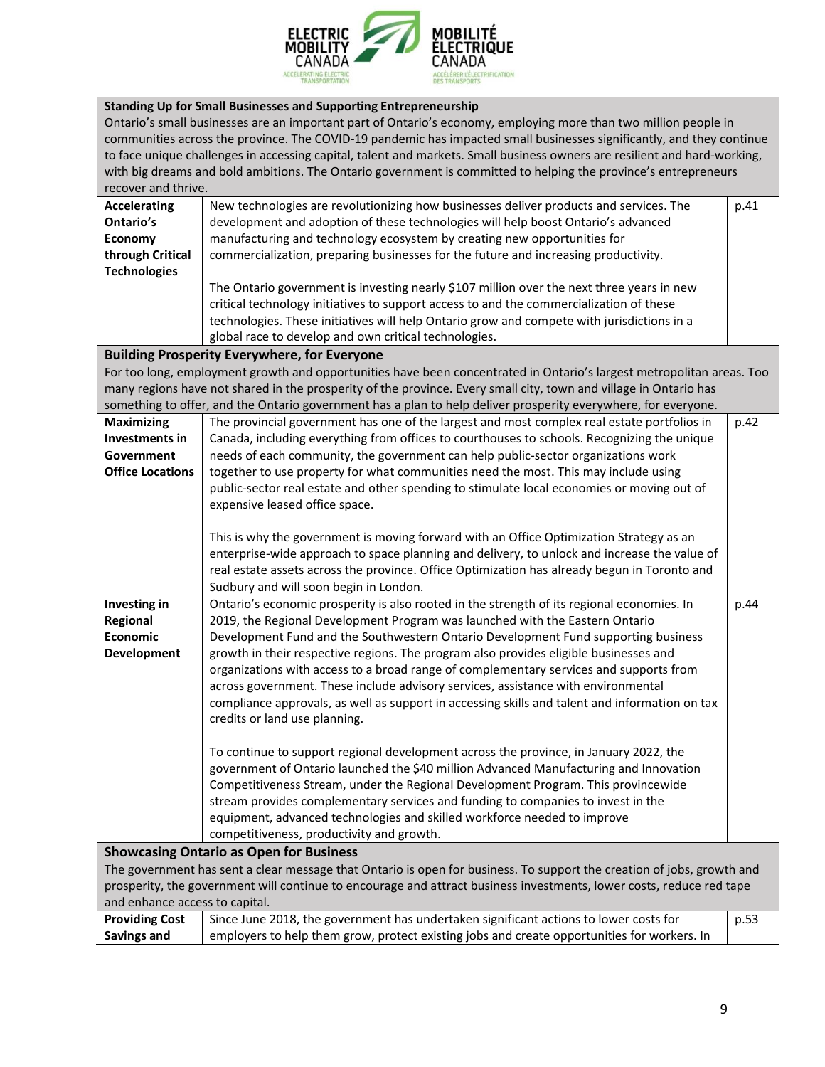| | | |
|---|---|---|
| **Standing Up for Small Businesses and Supporting Entrepreneurship**<br>Ontario's small businesses are an important part of Ontario's economy, employing more than two million people in communities across the province. The COVID-19 pandemic has impacted small businesses significantly, and they continue to face unique challenges in accessing capital, talent and markets. Small business owners are resilient and hard-working, with big dreams and bold ambitions. The Ontario government is committed to helping the province's entrepreneurs recover and thrive. | | |
| **Accelerating Ontario's Economy through Critical Technologies** | New technologies are revolutionizing how businesses deliver products and services. The development and adoption of these technologies will help boost Ontario's advanced manufacturing and technology ecosystem by creating new opportunities for commercialization, preparing businesses for the future and increasing productivity.<br><br>The Ontario government is investing nearly $107 million over the next three years in new critical technology initiatives to support access to and the commercialization of these technologies. These initiatives will help Ontario grow and compete with jurisdictions in a global race to develop and own critical technologies. | p.41 |
| **Building Prosperity Everywhere, for Everyone**<br>For too long, employment growth and opportunities have been concentrated in Ontario's largest metropolitan areas. Too many regions have not shared in the prosperity of the province. Every small city, town and village in Ontario has something to offer, and the Ontario government has a plan to help deliver prosperity everywhere, for everyone. | | |
| **Maximizing Investments in Government Office Locations** | The provincial government has one of the largest and most complex real estate portfolios in Canada, including everything from offices to courthouses to schools. Recognizing the unique needs of each community, the government can help public-sector organizations work together to use property for what communities need the most. This may include using public-sector real estate and other spending to stimulate local economies or moving out of expensive leased office space.<br><br>This is why the government is moving forward with an Office Optimization Strategy as an enterprise-wide approach to space planning and delivery, to unlock and increase the value of real estate assets across the province. Office Optimization has already begun in Toronto and Sudbury and will soon begin in London. | p.42 |
| **Investing in Regional Economic Development** | Ontario's economic prosperity is also rooted in the strength of its regional economies. In 2019, the Regional Development Program was launched with the Eastern Ontario Development Fund and the Southwestern Ontario Development Fund supporting business growth in their respective regions. The program also provides eligible businesses and organizations with access to a broad range of complementary services and supports from across government. These include advisory services, assistance with environmental compliance approvals, as well as support in accessing skills and talent and information on tax credits or land use planning.<br><br>To continue to support regional development across the province, in January 2022, the government of Ontario launched the $40 million Advanced Manufacturing and Innovation Competitiveness Stream, under the Regional Development Program. This provincewide stream provides complementary services and funding to companies to invest in the equipment, advanced technologies and skilled workforce needed to improve competitiveness, productivity and growth. | p.44 |
| **Showcasing Ontario as Open for Business**<br>The government has sent a clear message that Ontario is open for business. To support the creation of jobs, growth and prosperity, the government will continue to encourage and attract business investments, lower costs, reduce red tape and enhance access to capital. | | |
| **Providing Cost Savings and** | Since June 2018, the government has undertaken significant actions to lower costs for employers to help them grow, protect existing jobs and create opportunities for workers. In | p.53 |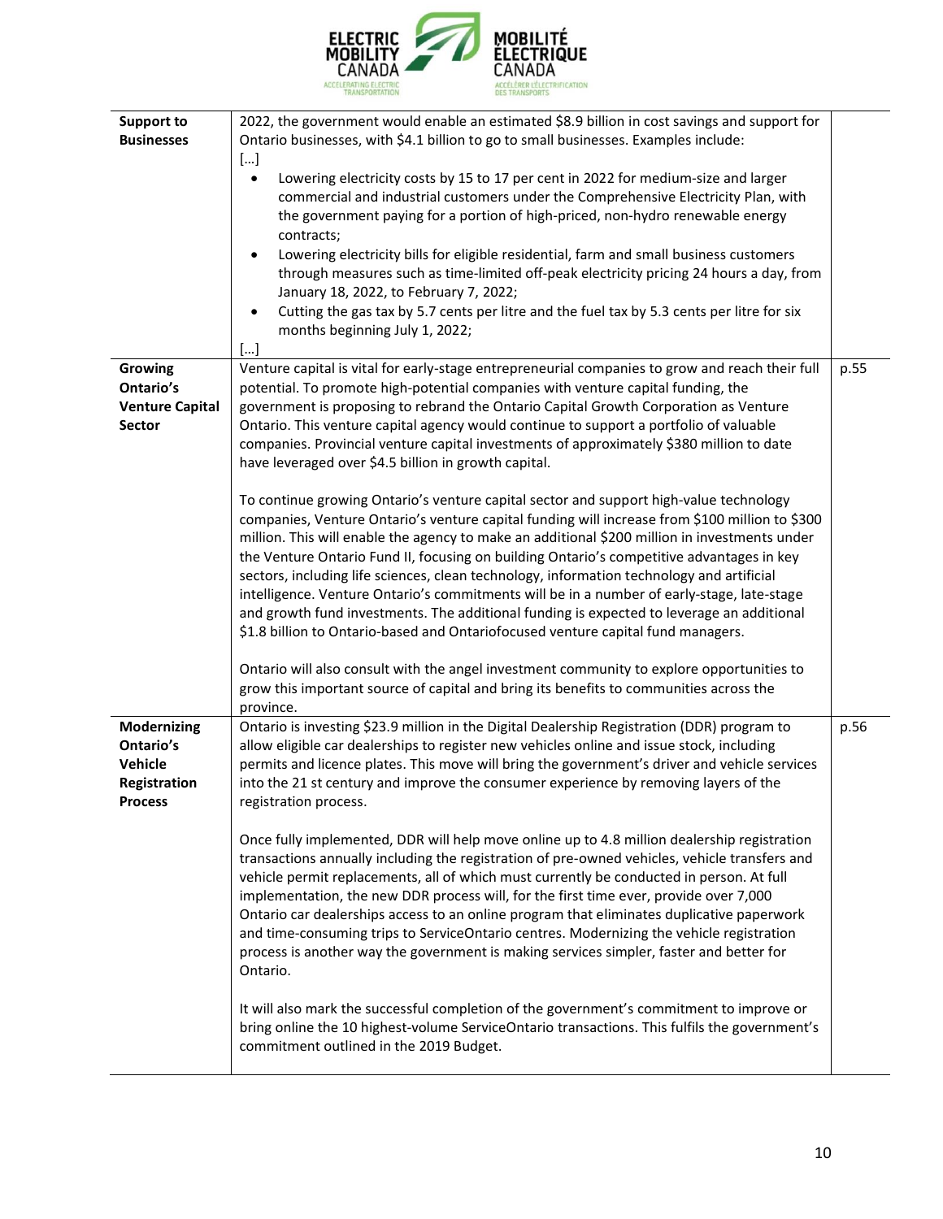| | | |
|---|---|---|
| **Support to Businesses** | 2022, the government would enable an estimated $8.9 billion in cost savings and support for Ontario businesses, with $4.1 billion to go to small businesses. Examples include: […] <br>• Lowering electricity costs by 15 to 17 per cent in 2022 for medium-size and larger commercial and industrial customers under the Comprehensive Electricity Plan, with the government paying for a portion of high-priced, non-hydro renewable energy contracts; <br>• Lowering electricity bills for eligible residential, farm and small business customers through measures such as time-limited off-peak electricity pricing 24 hours a day, from January 18, 2022, to February 7, 2022; <br>• Cutting the gas tax by 5.7 cents per litre and the fuel tax by 5.3 cents per litre for six months beginning July 1, 2022; <br>[…] | |
| **Growing Ontario's Venture Capital Sector** | Venture capital is vital for early-stage entrepreneurial companies to grow and reach their full potential. To promote high-potential companies with venture capital funding, the government is proposing to rebrand the Ontario Capital Growth Corporation as Venture Ontario. This venture capital agency would continue to support a portfolio of valuable companies. Provincial venture capital investments of approximately $380 million to date have leveraged over $4.5 billion in growth capital. <br><br>To continue growing Ontario's venture capital sector and support high-value technology companies, Venture Ontario's venture capital funding will increase from $100 million to $300 million. This will enable the agency to make an additional $200 million in investments under the Venture Ontario Fund II, focusing on building Ontario's competitive advantages in key sectors, including life sciences, clean technology, information technology and artificial intelligence. Venture Ontario's commitments will be in a number of early-stage, late-stage and growth fund investments. The additional funding is expected to leverage an additional $1.8 billion to Ontario-based and Ontariofocused venture capital fund managers. <br><br>Ontario will also consult with the angel investment community to explore opportunities to grow this important source of capital and bring its benefits to communities across the province. | p.55 |
| **Modernizing Ontario's Vehicle Registration Process** | Ontario is investing $23.9 million in the Digital Dealership Registration (DDR) program to allow eligible car dealerships to register new vehicles online and issue stock, including permits and licence plates. This move will bring the government's driver and vehicle services into the 21 st century and improve the consumer experience by removing layers of the registration process. <br><br>Once fully implemented, DDR will help move online up to 4.8 million dealership registration transactions annually including the registration of pre-owned vehicles, vehicle transfers and vehicle permit replacements, all of which must currently be conducted in person. At full implementation, the new DDR process will, for the first time ever, provide over 7,000 Ontario car dealerships access to an online program that eliminates duplicative paperwork and time-consuming trips to ServiceOntario centres. Modernizing the vehicle registration process is another way the government is making services simpler, faster and better for Ontario. <br><br>It will also mark the successful completion of the government's commitment to improve or bring online the 10 highest-volume ServiceOntario transactions. This fulfils the government's commitment outlined in the 2019 Budget. | p.56 |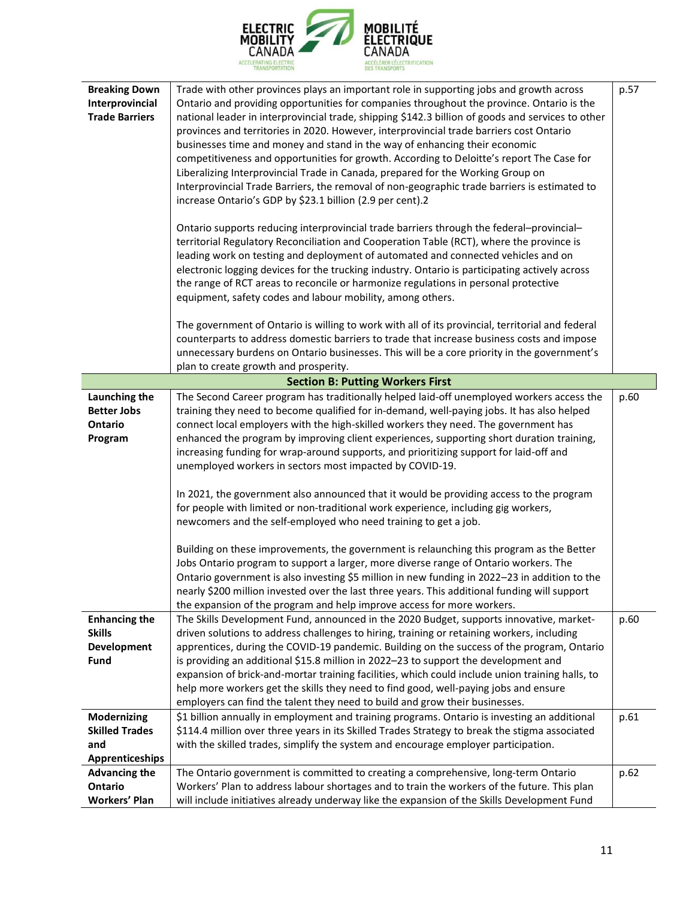| | | |
|---|---|---|
| **Breaking Down Interprovincial Trade Barriers** | Trade with other provinces plays an important role in supporting jobs and growth across Ontario and providing opportunities for companies throughout the province. Ontario is the national leader in interprovincial trade, shipping $142.3 billion of goods and services to other provinces and territories in 2020. However, interprovincial trade barriers cost Ontario businesses time and money and stand in the way of enhancing their economic competitiveness and opportunities for growth. According to Deloitte's report The Case for Liberalizing Interprovincial Trade in Canada, prepared for the Working Group on Interprovincial Trade Barriers, the removal of non-geographic trade barriers is estimated to increase Ontario's GDP by $23.1 billion (2.9 per cent).2<br><br>Ontario supports reducing interprovincial trade barriers through the federal–provincial–territorial Regulatory Reconciliation and Cooperation Table (RCT), where the province is leading work on testing and deployment of automated and connected vehicles and on electronic logging devices for the trucking industry. Ontario is participating actively across the range of RCT areas to reconcile or harmonize regulations in personal protective equipment, safety codes and labour mobility, among others.<br><br>The government of Ontario is willing to work with all of its provincial, territorial and federal counterparts to address domestic barriers to trade that increase business costs and impose unnecessary burdens on Ontario businesses. This will be a core priority in the government's plan to create growth and prosperity. | p.57 |
| | **Section B: Putting Workers First** | |
| **Launching the Better Jobs Ontario Program** | The Second Career program has traditionally helped laid-off unemployed workers access the training they need to become qualified for in-demand, well-paying jobs. It has also helped connect local employers with the high-skilled workers they need. The government has enhanced the program by improving client experiences, supporting short duration training, increasing funding for wrap-around supports, and prioritizing support for laid-off and unemployed workers in sectors most impacted by COVID-19.<br><br>In 2021, the government also announced that it would be providing access to the program for people with limited or non-traditional work experience, including gig workers, newcomers and the self-employed who need training to get a job.<br><br>Building on these improvements, the government is relaunching this program as the Better Jobs Ontario program to support a larger, more diverse range of Ontario workers. The Ontario government is also investing $5 million in new funding in 2022–23 in addition to the nearly $200 million invested over the last three years. This additional funding will support the expansion of the program and help improve access for more workers. | p.60 |
| **Enhancing the Skills Development Fund** | The Skills Development Fund, announced in the 2020 Budget, supports innovative, market-driven solutions to address challenges to hiring, training or retaining workers, including apprentices, during the COVID-19 pandemic. Building on the success of the program, Ontario is providing an additional $15.8 million in 2022–23 to support the development and expansion of brick-and-mortar training facilities, which could include union training halls, to help more workers get the skills they need to find good, well-paying jobs and ensure employers can find the talent they need to build and grow their businesses. | p.60 |
| **Modernizing Skilled Trades and Apprenticeships** | $1 billion annually in employment and training programs. Ontario is investing an additional $114.4 million over three years in its Skilled Trades Strategy to break the stigma associated with the skilled trades, simplify the system and encourage employer participation. | p.61 |
| **Advancing the Ontario Workers' Plan** | The Ontario government is committed to creating a comprehensive, long-term Ontario Workers' Plan to address labour shortages and to train the workers of the future. This plan will include initiatives already underway like the expansion of the Skills Development Fund | p.62 |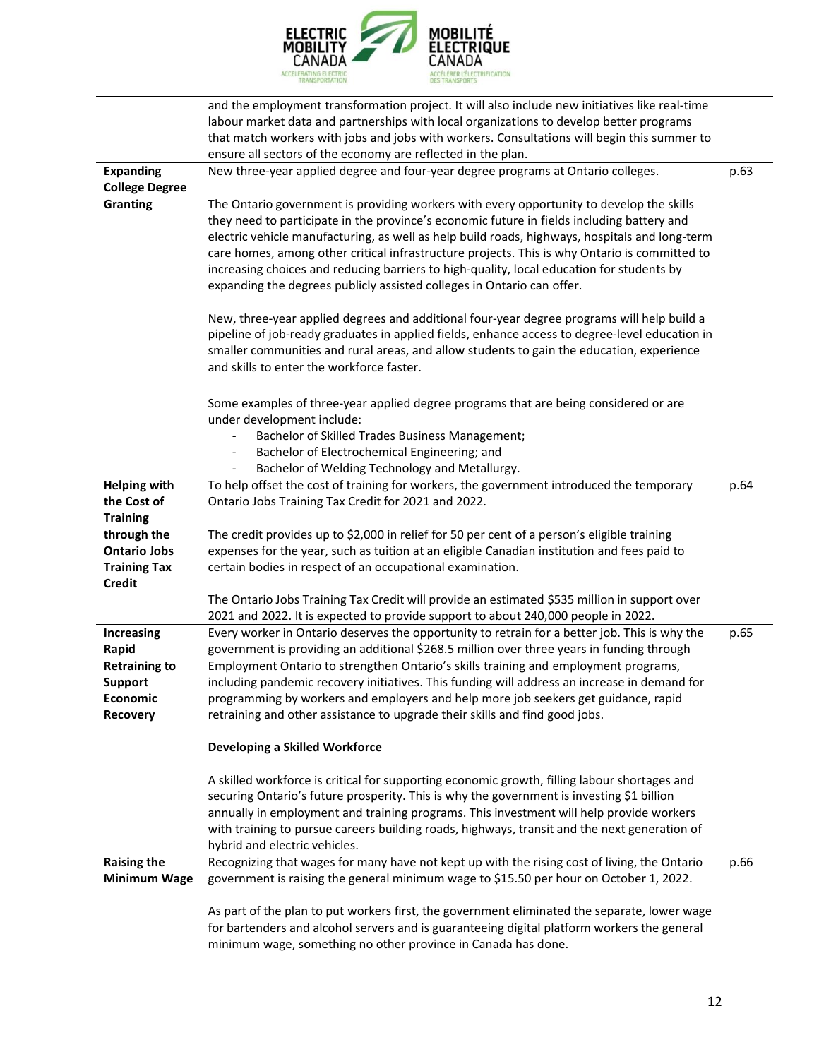| | | |
|---|---|---|
| | and the employment transformation project. It will also include new initiatives like real-time labour market data and partnerships with local organizations to develop better programs that match workers with jobs and jobs with workers. Consultations will begin this summer to ensure all sectors of the economy are reflected in the plan. | |
| **Expanding College Degree Granting** | New three-year applied degree and four-year degree programs at Ontario colleges.<br><br>The Ontario government is providing workers with every opportunity to develop the skills they need to participate in the province's economic future in fields including battery and electric vehicle manufacturing, as well as help build roads, highways, hospitals and long-term care homes, among other critical infrastructure projects. This is why Ontario is committed to increasing choices and reducing barriers to high-quality, local education for students by expanding the degrees publicly assisted colleges in Ontario can offer.<br><br>New, three-year applied degrees and additional four-year degree programs will help build a pipeline of job-ready graduates in applied fields, enhance access to degree-level education in smaller communities and rural areas, and allow students to gain the education, experience and skills to enter the workforce faster.<br><br>Some examples of three-year applied degree programs that are being considered or are under development include:<br>- Bachelor of Skilled Trades Business Management;<br>- Bachelor of Electrochemical Engineering; and<br>- Bachelor of Welding Technology and Metallurgy. | p.63 |
| **Helping with the Cost of Training through the Ontario Jobs Training Tax Credit** | To help offset the cost of training for workers, the government introduced the temporary Ontario Jobs Training Tax Credit for 2021 and 2022.<br><br>The credit provides up to $2,000 in relief for 50 per cent of a person's eligible training expenses for the year, such as tuition at an eligible Canadian institution and fees paid to certain bodies in respect of an occupational examination.<br><br>The Ontario Jobs Training Tax Credit will provide an estimated $535 million in support over 2021 and 2022. It is expected to provide support to about 240,000 people in 2022. | p.64 |
| **Increasing Rapid Retraining to Support Economic Recovery** | Every worker in Ontario deserves the opportunity to retrain for a better job. This is why the government is providing an additional $268.5 million over three years in funding through Employment Ontario to strengthen Ontario's skills training and employment programs, including pandemic recovery initiatives. This funding will address an increase in demand for programming by workers and employers and help more job seekers get guidance, rapid retraining and other assistance to upgrade their skills and find good jobs.<br><br>**Developing a Skilled Workforce**<br><br>A skilled workforce is critical for supporting economic growth, filling labour shortages and securing Ontario's future prosperity. This is why the government is investing $1 billion annually in employment and training programs. This investment will help provide workers with training to pursue careers building roads, highways, transit and the next generation of hybrid and electric vehicles. | p.65 |
| **Raising the Minimum Wage** | Recognizing that wages for many have not kept up with the rising cost of living, the Ontario government is raising the general minimum wage to $15.50 per hour on October 1, 2022.<br><br>As part of the plan to put workers first, the government eliminated the separate, lower wage for bartenders and alcohol servers and is guaranteeing digital platform workers the general minimum wage, something no other province in Canada has done. | p.66 |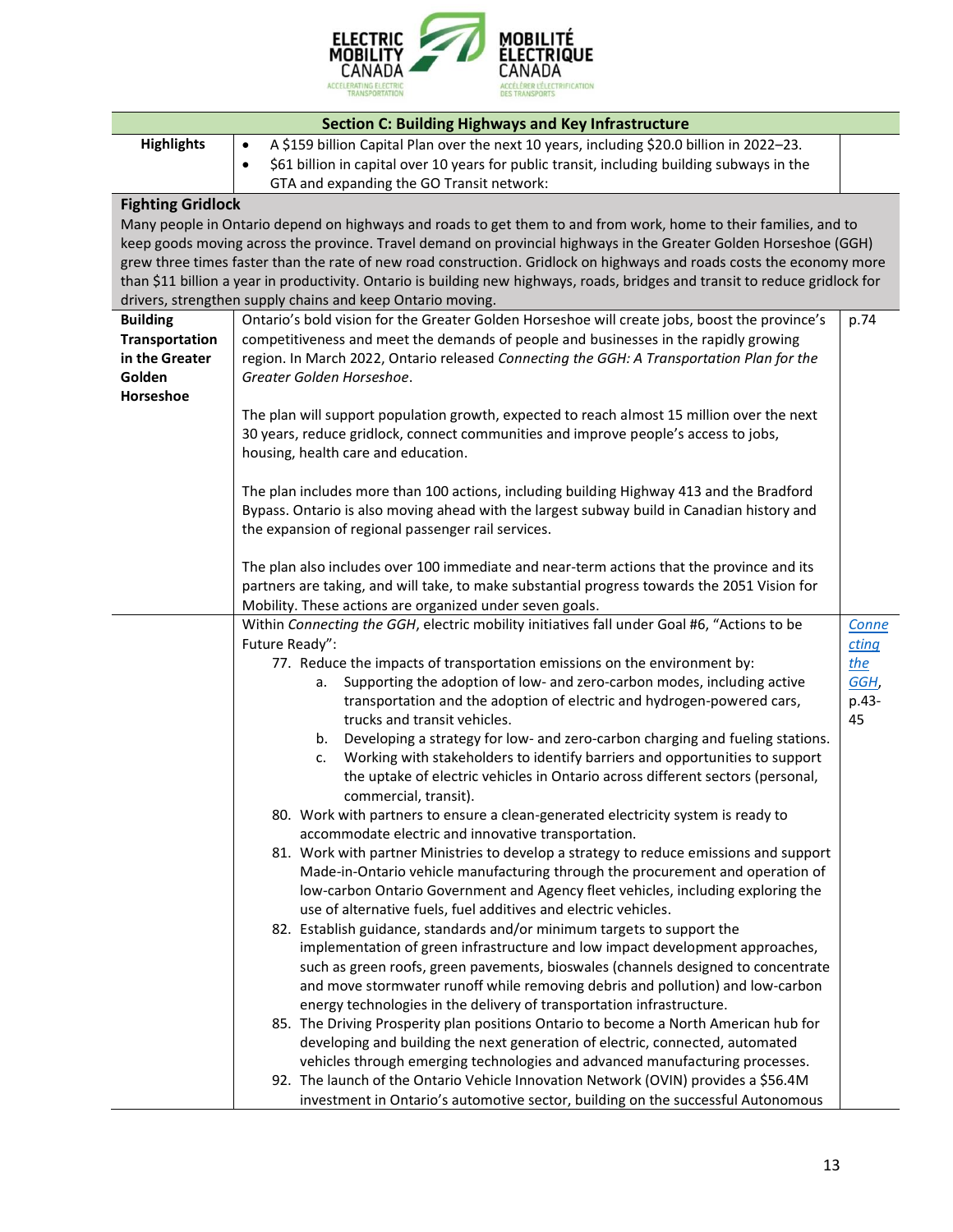| Section C: Building Highways and Key Infrastructure | | |
|---|---|---|
| **Highlights** | • A $159 billion Capital Plan over the next 10 years, including $20.0 billion in 2022–23.<br>• $61 billion in capital over 10 years for public transit, including building subways in the GTA and expanding the GO Transit network: | |
| **Fighting Gridlock**<br>Many people in Ontario depend on highways and roads to get them to and from work, home to their families, and to keep goods moving across the province. Travel demand on provincial highways in the Greater Golden Horseshoe (GGH) grew three times faster than the rate of new road construction. Gridlock on highways and roads costs the economy more than $11 billion a year in productivity. Ontario is building new highways, roads, bridges and transit to reduce gridlock for drivers, strengthen supply chains and keep Ontario moving. | | |
| **Building Transportation in the Greater Golden Horseshoe** | Ontario's bold vision for the Greater Golden Horseshoe will create jobs, boost the province's competitiveness and meet the demands of people and businesses in the rapidly growing region. In March 2022, Ontario released *Connecting the GGH: A Transportation Plan for the Greater Golden Horseshoe*.<br><br>The plan will support population growth, expected to reach almost 15 million over the next 30 years, reduce gridlock, connect communities and improve people's access to jobs, housing, health care and education.<br><br>The plan includes more than 100 actions, including building Highway 413 and the Bradford Bypass. Ontario is also moving ahead with the largest subway build in Canadian history and the expansion of regional passenger rail services.<br><br>The plan also includes over 100 immediate and near-term actions that the province and its partners are taking, and will take, to make substantial progress towards the 2051 Vision for Mobility. These actions are organized under seven goals. | p.74 |
| | Within *Connecting the GGH*, electric mobility initiatives fall under Goal #6, "Actions to be Future Ready":<br>77. Reduce the impacts of transportation emissions on the environment by:<br>a. Supporting the adoption of low- and zero-carbon modes, including active transportation and the adoption of electric and hydrogen-powered cars, trucks and transit vehicles.<br>b. Developing a strategy for low- and zero-carbon charging and fueling stations.<br>c. Working with stakeholders to identify barriers and opportunities to support the uptake of electric vehicles in Ontario across different sectors (personal, commercial, transit).<br>80. Work with partners to ensure a clean-generated electricity system is ready to accommodate electric and innovative transportation.<br>81. Work with partner Ministries to develop a strategy to reduce emissions and support Made-in-Ontario vehicle manufacturing through the procurement and operation of low-carbon Ontario Government and Agency fleet vehicles, including exploring the use of alternative fuels, fuel additives and electric vehicles.<br>82. Establish guidance, standards and/or minimum targets to support the implementation of green infrastructure and low impact development approaches, such as green roofs, green pavements, bioswales (channels designed to concentrate and move stormwater runoff while removing debris and pollution) and low-carbon energy technologies in the delivery of transportation infrastructure.<br>85. The Driving Prosperity plan positions Ontario to become a North American hub for developing and building the next generation of electric, connected, automated vehicles through emerging technologies and advanced manufacturing processes.<br>92. The launch of the Ontario Vehicle Innovation Network (OVIN) provides a $56.4M investment in Ontario's automotive sector, building on the successful Autonomous | *Connecting the GGH*, p.43-45 |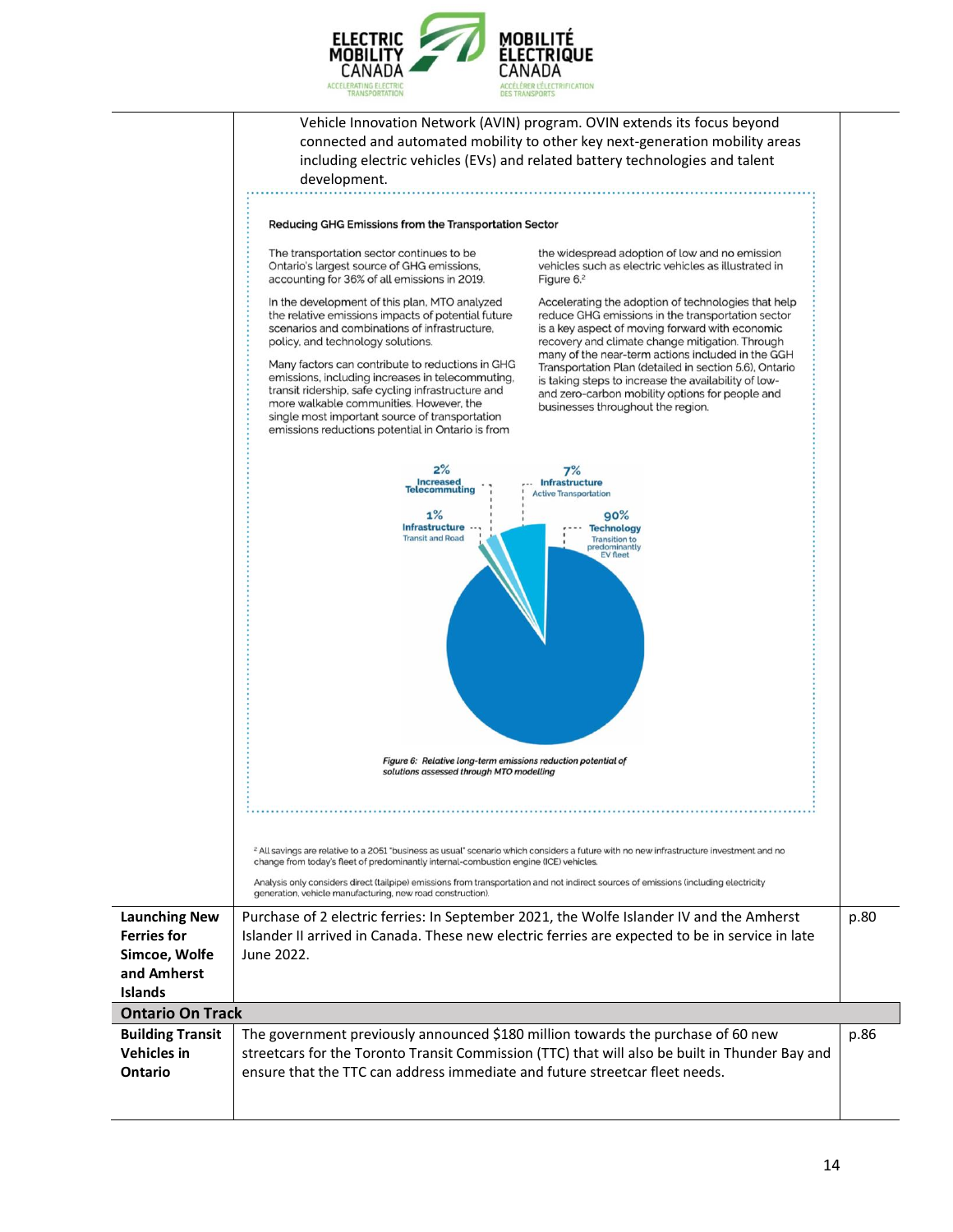| | Vehicle Innovation Network (AVIN) program. OVIN extends its focus beyond connected and automated mobility to other key next-generation mobility areas including electric vehicles (EVs) and related battery technologies and talent development.<br><br>**Reducing GHG Emissions from the Transportation Sector**<br><br>The transportation sector continues to be Ontario's largest source of GHG emissions, accounting for 36% of all emissions in 2019.<br><br>In the development of this plan, MTO analyzed the relative emissions impacts of potential future scenarios and combinations of infrastructure, policy, and technology solutions.<br><br>Many factors can contribute to reductions in GHG emissions, including increases in telecommuting, transit ridership, safe cycling infrastructure and more walkable communities. However, the single most important source of transportation emissions reductions potential in Ontario is from the widespread adoption of low and no emission vehicles such as electric vehicles as illustrated in Figure 6.[2]<br><br>Accelerating the adoption of technologies that help reduce GHG emissions in the transportation sector is a key aspect of moving forward with economic recovery and climate change mitigation. Through many of the near-term actions included in the GGH Transportation Plan (detailed in section 5.6), Ontario is taking steps to increase the availability of low- and zero-carbon mobility options for people and businesses throughout the region.<br><br>2% Increased Telecommuting; 7% Infrastructure Active Transportation; 1% Infrastructure Transit and Road; 90% Technology Transition to predominantly EV fleet<br><br>*Figure 6: Relative long-term emissions reduction potential of solutions assessed through MTO modelling*<br><br>[2] All savings are relative to a 2051 "business as usual" scenario which considers a future with no new infrastructure investment and no change from today's fleet of predominantly internal-combustion engine (ICE) vehicles.<br><br>Analysis only considers direct (tailpipe) emissions from transportation and not indirect sources of emissions (including electricity generation, vehicle manufacturing, new road construction). | |
|---|---|---|
| **Launching New Ferries for Simcoe, Wolfe and Amherst Islands** | Purchase of 2 electric ferries: In September 2021, the Wolfe Islander IV and the Amherst Islander II arrived in Canada. These new electric ferries are expected to be in service in late June 2022. | p.80 |
| **Ontario On Track** | | |
| **Building Transit Vehicles in Ontario** | The government previously announced $180 million towards the purchase of 60 new streetcars for the Toronto Transit Commission (TTC) that will also be built in Thunder Bay and ensure that the TTC can address immediate and future streetcar fleet needs. | p.86 |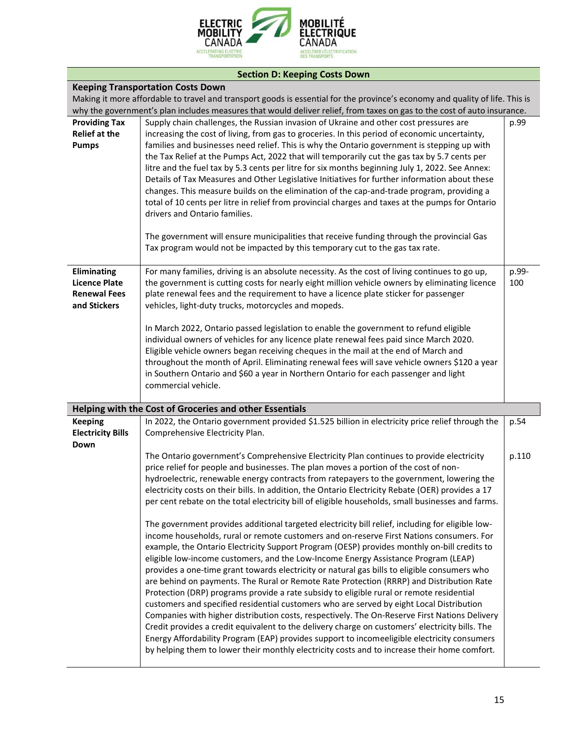| Section D: Keeping Costs Down | | |
|---|---|---|
| **Keeping Transportation Costs Down**<br>Making it more affordable to travel and transport goods is essential for the province's economy and quality of life. This is why the government's plan includes measures that would deliver relief, from taxes on gas to the cost of auto insurance. | | |
| **Providing Tax Relief at the Pumps** | Supply chain challenges, the Russian invasion of Ukraine and other cost pressures are increasing the cost of living, from gas to groceries. In this period of economic uncertainty, families and businesses need relief. This is why the Ontario government is stepping up with the Tax Relief at the Pumps Act, 2022 that will temporarily cut the gas tax by 5.7 cents per litre and the fuel tax by 5.3 cents per litre for six months beginning July 1, 2022. See Annex: Details of Tax Measures and Other Legislative Initiatives for further information about these changes. This measure builds on the elimination of the cap-and-trade program, providing a total of 10 cents per litre in relief from provincial charges and taxes at the pumps for Ontario drivers and Ontario families.<br><br>The government will ensure municipalities that receive funding through the provincial Gas Tax program would not be impacted by this temporary cut to the gas tax rate. | p.99 |
| **Eliminating Licence Plate Renewal Fees and Stickers** | For many families, driving is an absolute necessity. As the cost of living continues to go up, the government is cutting costs for nearly eight million vehicle owners by eliminating licence plate renewal fees and the requirement to have a licence plate sticker for passenger vehicles, light-duty trucks, motorcycles and mopeds.<br><br>In March 2022, Ontario passed legislation to enable the government to refund eligible individual owners of vehicles for any licence plate renewal fees paid since March 2020. Eligible vehicle owners began receiving cheques in the mail at the end of March and throughout the month of April. Eliminating renewal fees will save vehicle owners $120 a year in Southern Ontario and $60 a year in Northern Ontario for each passenger and light commercial vehicle. | p.99-100 |
| **Helping with the Cost of Groceries and other Essentials** | | |
| **Keeping Electricity Bills Down** | In 2022, the Ontario government provided $1.525 billion in electricity price relief through the Comprehensive Electricity Plan. | p.54 |
| | The Ontario government's Comprehensive Electricity Plan continues to provide electricity price relief for people and businesses. The plan moves a portion of the cost of non-hydroelectric, renewable energy contracts from ratepayers to the government, lowering the electricity costs on their bills. In addition, the Ontario Electricity Rebate (OER) provides a 17 per cent rebate on the total electricity bill of eligible households, small businesses and farms.<br><br>The government provides additional targeted electricity bill relief, including for eligible low-income households, rural or remote customers and on-reserve First Nations consumers. For example, the Ontario Electricity Support Program (OESP) provides monthly on-bill credits to eligible low-income customers, and the Low-Income Energy Assistance Program (LEAP) provides a one-time grant towards electricity or natural gas bills to eligible consumers who are behind on payments. The Rural or Remote Rate Protection (RRRP) and Distribution Rate Protection (DRP) programs provide a rate subsidy to eligible rural or remote residential customers and specified residential customers who are served by eight Local Distribution Companies with higher distribution costs, respectively. The On-Reserve First Nations Delivery Credit provides a credit equivalent to the delivery charge on customers' electricity bills. The Energy Affordability Program (EAP) provides support to incomeeligible electricity consumers by helping them to lower their monthly electricity costs and to increase their home comfort. | p.110 |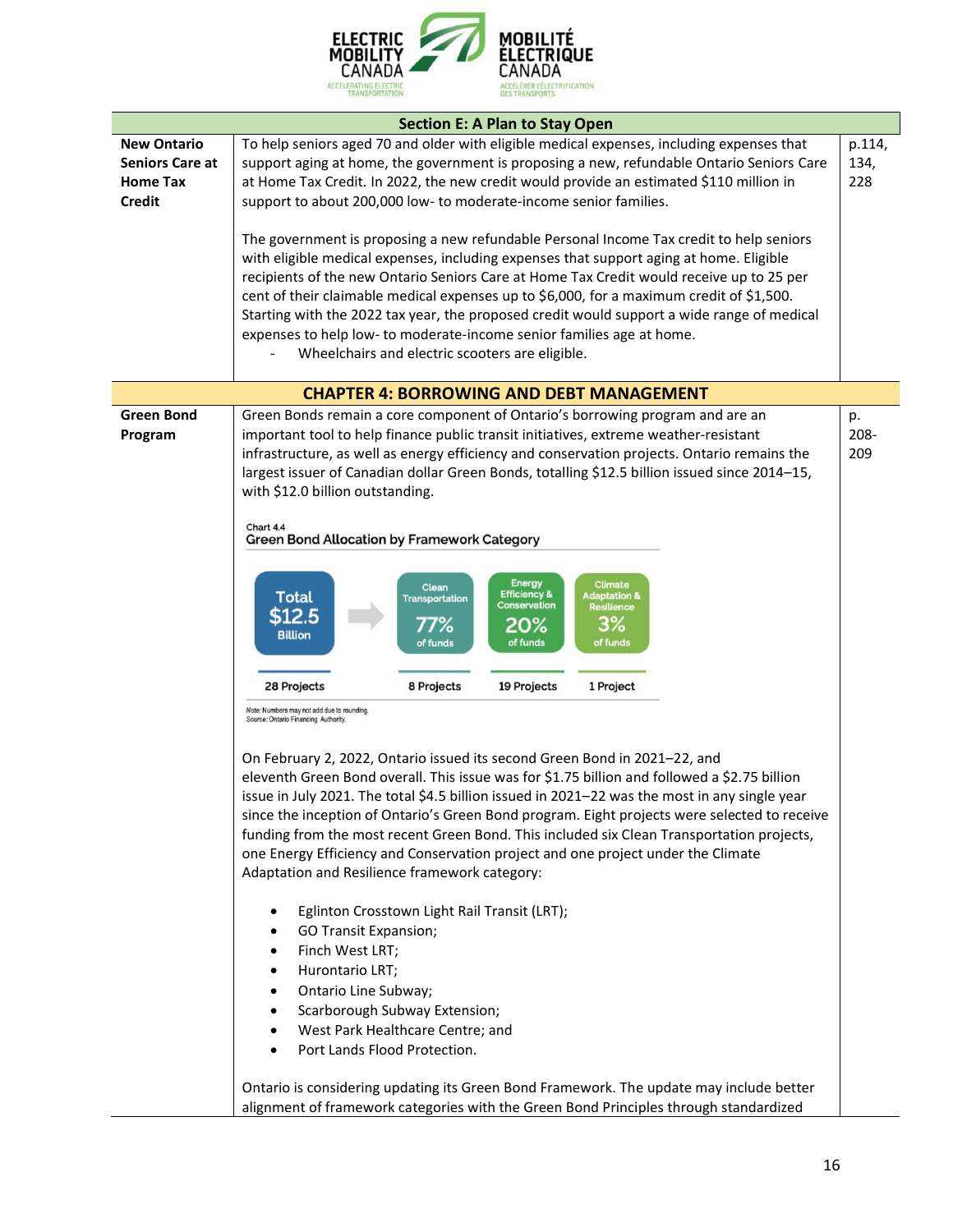| Section E: A Plan to Stay Open | | |
|---|---|---|
| **New Ontario Seniors Care at Home Tax Credit** | To help seniors aged 70 and older with eligible medical expenses, including expenses that support aging at home, the government is proposing a new, refundable Ontario Seniors Care at Home Tax Credit. In 2022, the new credit would provide an estimated $110 million in support to about 200,000 low- to moderate-income senior families.<br><br>The government is proposing a new refundable Personal Income Tax credit to help seniors with eligible medical expenses, including expenses that support aging at home. Eligible recipients of the new Ontario Seniors Care at Home Tax Credit would receive up to 25 per cent of their claimable medical expenses up to $6,000, for a maximum credit of $1,500. Starting with the 2022 tax year, the proposed credit would support a wide range of medical expenses to help low- to moderate-income senior families age at home.<br>- Wheelchairs and electric scooters are eligible. | p.114, 134, 228 |
| **CHAPTER 4: BORROWING AND DEBT MANAGEMENT** | | |
| **Green Bond Program** | Green Bonds remain a core component of Ontario's borrowing program and are an important tool to help finance public transit initiatives, extreme weather-resistant infrastructure, as well as energy efficiency and conservation projects. Ontario remains the largest issuer of Canadian dollar Green Bonds, totalling $12.5 billion issued since 2014–15, with $12.0 billion outstanding.<br><br>Chart 4.4<br>Green Bond Allocation by Framework Category<br>Total $12.5 Billion (28 Projects) → Clean Transportation 77% of funds (8 Projects); Energy Efficiency & Conservation 20% of funds (19 Projects); Climate Adaptation & Resilience 3% of funds (1 Project)<br>*Note: Numbers may not add due to rounding.*<br>*Source: Ontario Financing Authority.*<br><br>On February 2, 2022, Ontario issued its second Green Bond in 2021–22, and eleventh Green Bond overall. This issue was for $1.75 billion and followed a $2.75 billion issue in July 2021. The total $4.5 billion issued in 2021–22 was the most in any single year since the inception of Ontario's Green Bond program. Eight projects were selected to receive funding from the most recent Green Bond. This included six Clean Transportation projects, one Energy Efficiency and Conservation project and one project under the Climate Adaptation and Resilience framework category:<br>• Eglinton Crosstown Light Rail Transit (LRT);<br>• GO Transit Expansion;<br>• Finch West LRT;<br>• Hurontario LRT;<br>• Ontario Line Subway;<br>• Scarborough Subway Extension;<br>• West Park Healthcare Centre; and<br>• Port Lands Flood Protection.<br><br>Ontario is considering updating its Green Bond Framework. The update may include better alignment of framework categories with the Green Bond Principles through standardized | p. 208-209 |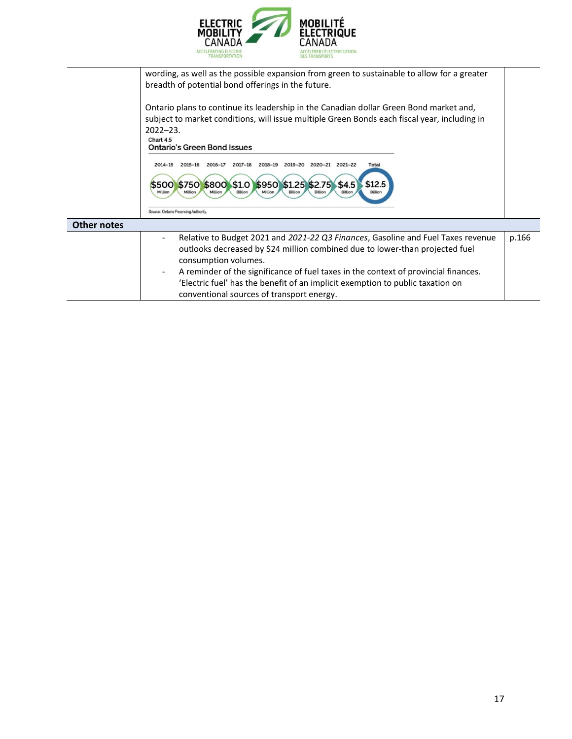| | | |
|---|---|---|
| | wording, as well as the possible expansion from green to sustainable to allow for a greater breadth of potential bond offerings in the future.<br><br>Ontario plans to continue its leadership in the Canadian dollar Green Bond market and, subject to market conditions, will issue multiple Green Bonds each fiscal year, including in 2022–23.<br><br>Chart 4.5<br>Ontario's Green Bond Issues<br><br>2014–15 2015–16 2016–17 2017–18 2018–19 2019–20 2020–21 2021–22 Total<br>$500 Million $750 Million $800 Million $1.0 Billion $950 Million $1.25 Billion $2.75 Billion $4.5 Billion $12.5 Billion<br><br>Source: Ontario Financing Authority. | |
| **Other notes** | | |
| | - Relative to Budget 2021 and *2021-22 Q3 Finances*, Gasoline and Fuel Taxes revenue outlooks decreased by $24 million combined due to lower-than projected fuel consumption volumes.<br>- A reminder of the significance of fuel taxes in the context of provincial finances. 'Electric fuel' has the benefit of an implicit exemption to public taxation on conventional sources of transport energy. | p.166 |